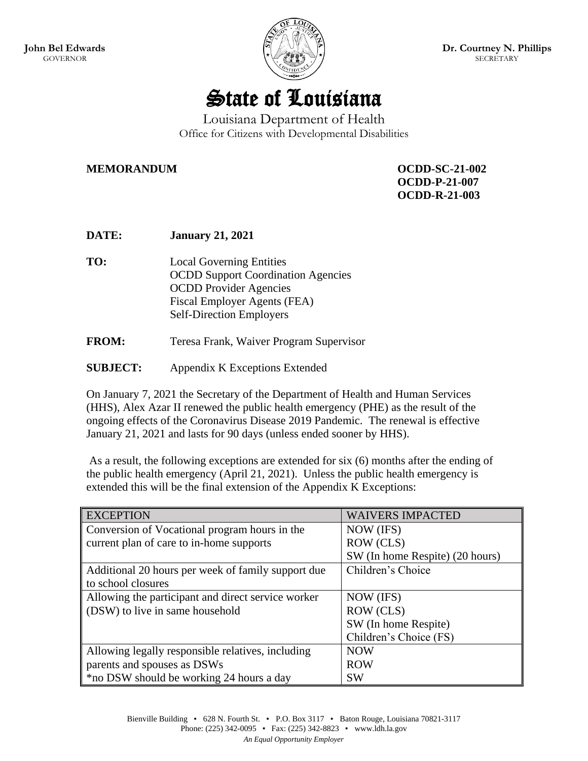**John Bel Edwards**
GOVERNOR

**Dr. Courtney N. Phillips**
SECRETARY

# State of Louisiana

Louisiana Department of Health
Office for Citizens with Developmental Disabilities

**MEMORANDUM**

**OCDD-SC-21-002**
**OCDD-P-21-007**
**OCDD-R-21-003**

**DATE:** **January 21, 2021**

**TO:** Local Governing Entities
OCDD Support Coordination Agencies
OCDD Provider Agencies
Fiscal Employer Agents (FEA)
Self-Direction Employers

**FROM:** Teresa Frank, Waiver Program Supervisor

**SUBJECT:** Appendix K Exceptions Extended

On January 7, 2021 the Secretary of the Department of Health and Human Services (HHS), Alex Azar II renewed the public health emergency (PHE) as the result of the ongoing effects of the Coronavirus Disease 2019 Pandemic. The renewal is effective January 21, 2021 and lasts for 90 days (unless ended sooner by HHS).

As a result, the following exceptions are extended for six (6) months after the ending of the public health emergency (April 21, 2021). Unless the public health emergency is extended this will be the final extension of the Appendix K Exceptions:

| EXCEPTION | WAIVERS IMPACTED |
|---|---|
| Conversion of Vocational program hours in the current plan of care to in-home supports | NOW (IFS)<br>ROW (CLS)<br>SW (In home Respite) (20 hours) |
| Additional 20 hours per week of family support due to school closures | Children's Choice |
| Allowing the participant and direct service worker (DSW) to live in same household | NOW (IFS)<br>ROW (CLS)<br>SW (In home Respite)<br>Children's Choice (FS) |
| Allowing legally responsible relatives, including parents and spouses as DSWs<br>*no DSW should be working 24 hours a day | NOW<br>ROW<br>SW |

Bienville Building ▪ 628 N. Fourth St. ▪ P.O. Box 3117 ▪ Baton Rouge, Louisiana 70821-3117
Phone: (225) 342-0095 ▪ Fax: (225) 342-8823 ▪ www.ldh.la.gov
*An Equal Opportunity Employer*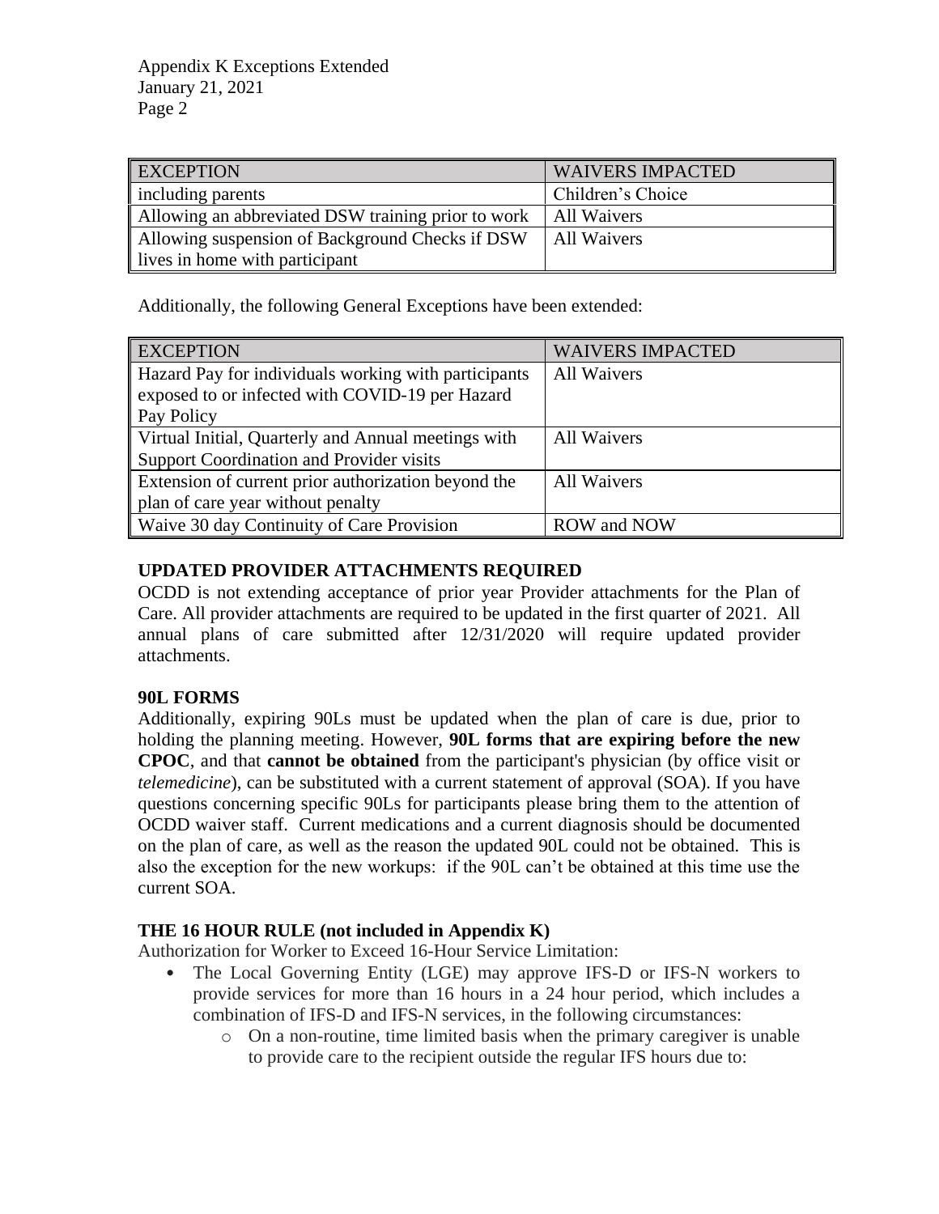| EXCEPTION | WAIVERS IMPACTED |
|---|---|
| including parents | Children's Choice |
| Allowing an abbreviated DSW training prior to work | All Waivers |
| Allowing suspension of Background Checks if DSW lives in home with participant | All Waivers |

Additionally, the following General Exceptions have been extended:

| EXCEPTION | WAIVERS IMPACTED |
|---|---|
| Hazard Pay for individuals working with participants exposed to or infected with COVID-19 per Hazard Pay Policy | All Waivers |
| Virtual Initial, Quarterly and Annual meetings with Support Coordination and Provider visits | All Waivers |
| Extension of current prior authorization beyond the plan of care year without penalty | All Waivers |
| Waive 30 day Continuity of Care Provision | ROW and NOW |

**UPDATED PROVIDER ATTACHMENTS REQUIRED**

OCDD is not extending acceptance of prior year Provider attachments for the Plan of Care. All provider attachments are required to be updated in the first quarter of 2021. All annual plans of care submitted after 12/31/2020 will require updated provider attachments.

**90L FORMS**

Additionally, expiring 90Ls must be updated when the plan of care is due, prior to holding the planning meeting. However, **90L forms that are expiring before the new CPOC**, and that **cannot be obtained** from the participant's physician (by office visit or *telemedicine*), can be substituted with a current statement of approval (SOA). If you have questions concerning specific 90Ls for participants please bring them to the attention of OCDD waiver staff. Current medications and a current diagnosis should be documented on the plan of care, as well as the reason the updated 90L could not be obtained. This is also the exception for the new workups: if the 90L can't be obtained at this time use the current SOA.

**THE 16 HOUR RULE (not included in Appendix K)**

Authorization for Worker to Exceed 16-Hour Service Limitation:

- The Local Governing Entity (LGE) may approve IFS-D or IFS-N workers to provide services for more than 16 hours in a 24 hour period, which includes a combination of IFS-D and IFS-N services, in the following circumstances:
  - On a non-routine, time limited basis when the primary caregiver is unable to provide care to the recipient outside the regular IFS hours due to: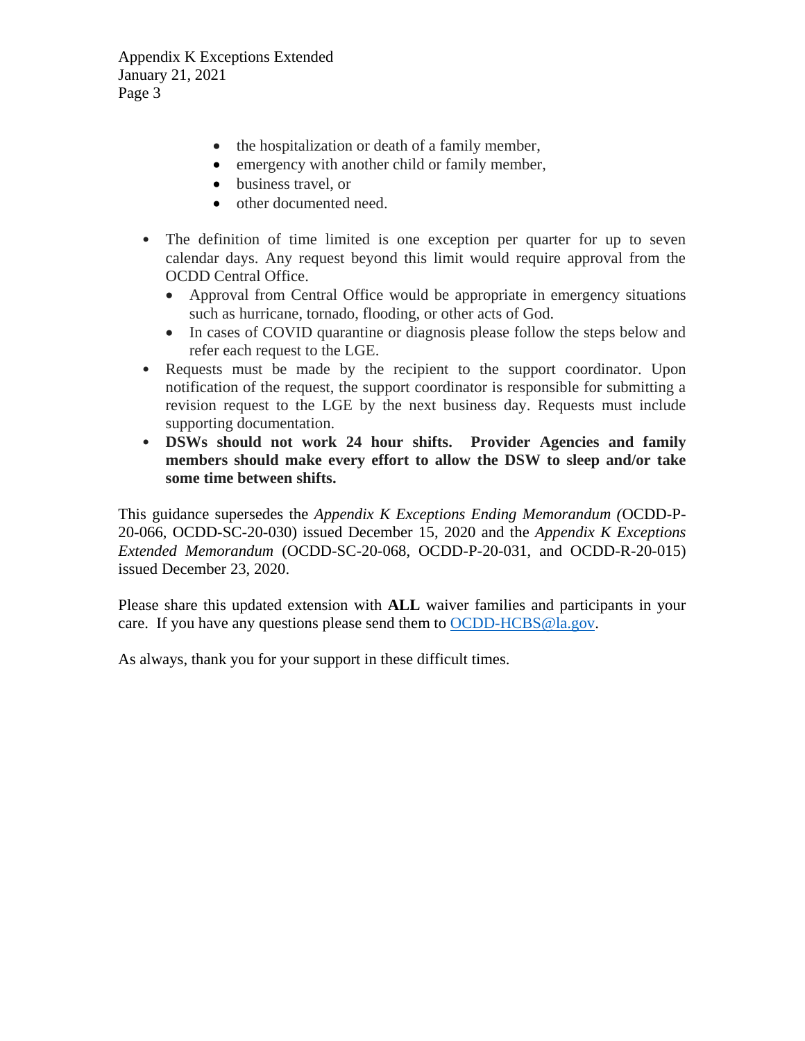- the hospitalization or death of a family member,
- emergency with another child or family member,
- business travel, or
- other documented need.

- The definition of time limited is one exception per quarter for up to seven calendar days. Any request beyond this limit would require approval from the OCDD Central Office.
  - Approval from Central Office would be appropriate in emergency situations such as hurricane, tornado, flooding, or other acts of God.
  - In cases of COVID quarantine or diagnosis please follow the steps below and refer each request to the LGE.
- Requests must be made by the recipient to the support coordinator. Upon notification of the request, the support coordinator is responsible for submitting a revision request to the LGE by the next business day. Requests must include supporting documentation.
- **DSWs should not work 24 hour shifts. Provider Agencies and family members should make every effort to allow the DSW to sleep and/or take some time between shifts.**

This guidance supersedes the *Appendix K Exceptions Ending Memorandum (*OCDD-P-20-066, OCDD-SC-20-030) issued December 15, 2020 and the *Appendix K Exceptions Extended Memorandum* (OCDD-SC-20-068, OCDD-P-20-031, and OCDD-R-20-015) issued December 23, 2020.

Please share this updated extension with **ALL** waiver families and participants in your care. If you have any questions please send them to OCDD-HCBS@la.gov.

As always, thank you for your support in these difficult times.